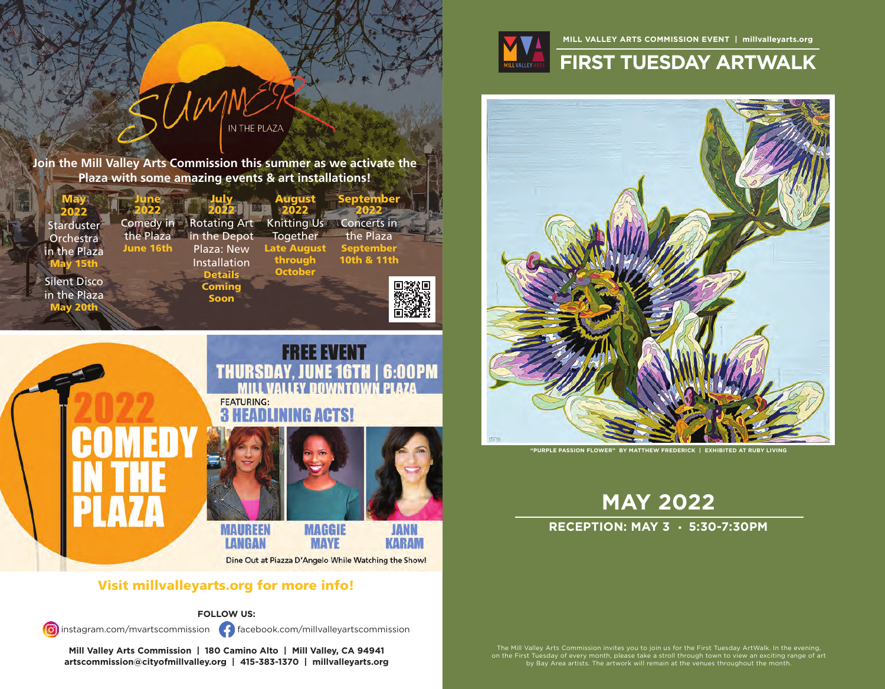# SUMMER IN THE PLAZA

**Join the Mill Valley Arts Commission this summer as we activate the Plaza with some amazing events & art installations!**

**May 2022**
Starduster Orchestra in the Plaza
**May 15th**
Silent Disco in the Plaza
**May 20th**

**June 2022**
Comedy in the Plaza
**June 16th**

**July 2022**
Rotating Art in the Depot Plaza: New Installation
**Details Coming Soon**

**August 2022**
Knitting Us Together
**Late August through October**

**September 2022**
Concerts in the Plaza
**September 10th & 11th**

# 2022 COMEDY IN THE PLAZA

## FREE EVENT
**THURSDAY, JUNE 16TH | 6:00PM**
**MILL VALLEY DOWNTOWN PLAZA**

FEATURING:
**3 HEADLINING ACTS!**

**MAUREEN LANGAN** | **MAGGIE MAYE** | **JANN KARAM**

Dine Out at Piazza D'Angelo While Watching the Show!

**Visit millvalleyarts.org for more info!**

**FOLLOW US:**
instagram.com/mvartscommission    facebook.com/millvalleyartscommission

**Mill Valley Arts Commission | 180 Camino Alto | Mill Valley, CA 94941**
**artscommission@cityofmillvalley.org | 415-383-1370 | millvalleyarts.org**

---

**MILL VALLEY ARTS COMMISSION EVENT | millvalleyarts.org**

# FIRST TUESDAY ARTWALK

"PURPLE PASSION FLOWER" BY MATTHEW FREDERICK | EXHIBITED AT RUBY LIVING

## MAY 2022

**RECEPTION: MAY 3 • 5:30-7:30PM**

The Mill Valley Arts Commission invites you to join us for the First Tuesday ArtWalk. In the evening, on the First Tuesday of every month, please take a stroll through town to view an exciting range of art by Bay Area artists. The artwork will remain at the venues throughout the month.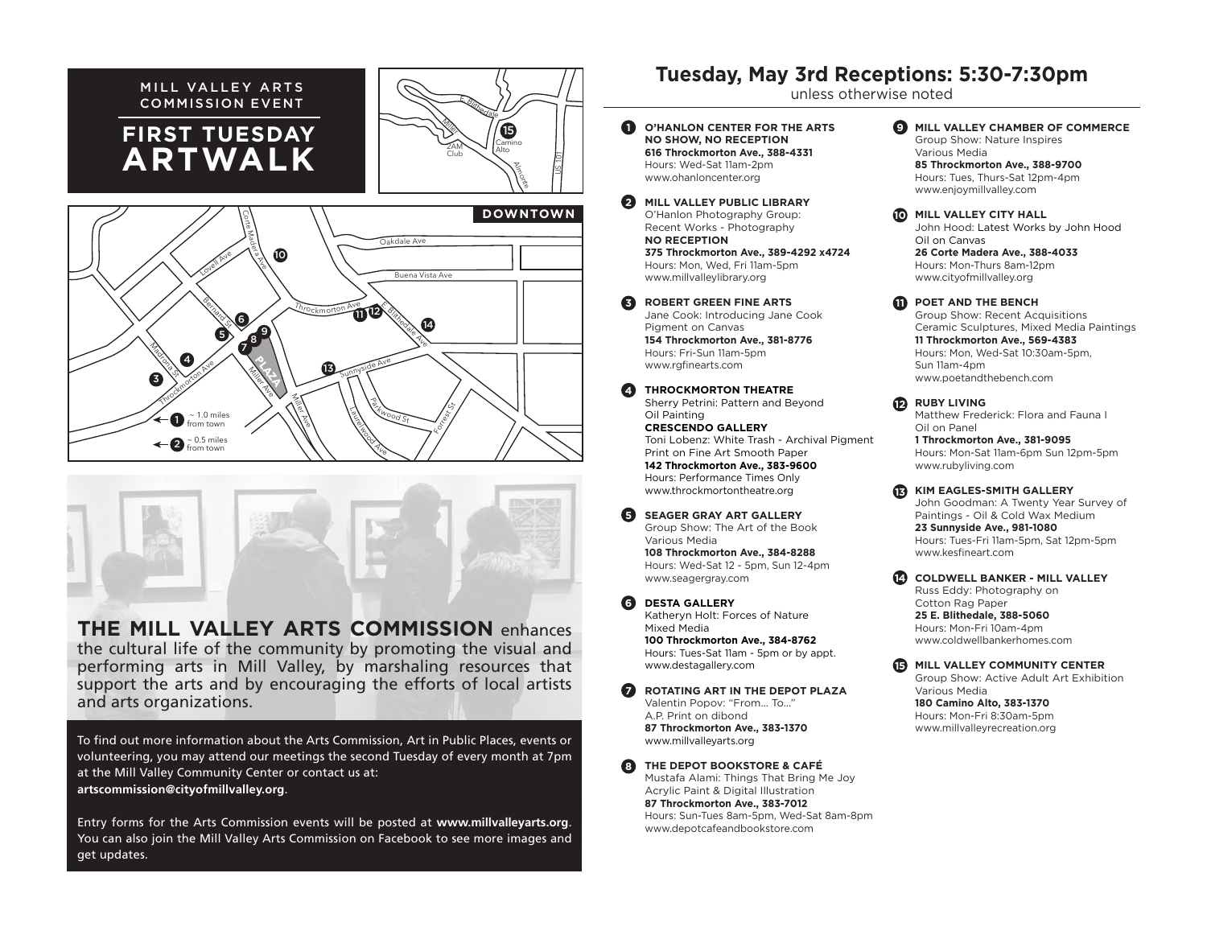MILL VALLEY ARTS COMMISSION EVENT

# FIRST TUESDAY ARTWALK

DOWNTOWN

~ 1.0 miles from town
~ 0.5 miles from town

**THE MILL VALLEY ARTS COMMISSION** enhances the cultural life of the community by promoting the visual and performing arts in Mill Valley, by marshaling resources that support the arts and by encouraging the efforts of local artists and arts organizations.

To find out more information about the Arts Commission, Art in Public Places, events or volunteering, you may attend our meetings the second Tuesday of every month at 7pm at the Mill Valley Community Center or contact us at: **artscommission@cityofmillvalley.org**.

Entry forms for the Arts Commission events will be posted at **www.millvalleyarts.org**. You can also join the Mill Valley Arts Commission on Facebook to see more images and get updates.

## Tuesday, May 3rd Receptions: 5:30-7:30pm

unless otherwise noted

**1 O'HANLON CENTER FOR THE ARTS**
**NO SHOW, NO RECEPTION**
**616 Throckmorton Ave., 388-4331**
Hours: Wed-Sat 11am-2pm
www.ohanloncenter.org

**2 MILL VALLEY PUBLIC LIBRARY**
O'Hanlon Photography Group: Recent Works - Photography
**NO RECEPTION**
**375 Throckmorton Ave., 389-4292 x4724**
Hours: Mon, Wed, Fri 11am-5pm
www.millvalleylibrary.org

**3 ROBERT GREEN FINE ARTS**
Jane Cook: Introducing Jane Cook
Pigment on Canvas
**154 Throckmorton Ave., 381-8776**
Hours: Fri-Sun 11am-5pm
www.rgfinearts.com

**4 THROCKMORTON THEATRE**
Sherry Petrini: Pattern and Beyond
Oil Painting
**CRESCENDO GALLERY**
Toni Lobenz: White Trash - Archival Pigment Print on Fine Art Smooth Paper
**142 Throckmorton Ave., 383-9600**
Hours: Performance Times Only
www.throckmortontheatre.org

**5 SEAGER GRAY ART GALLERY**
Group Show: The Art of the Book
Various Media
**108 Throckmorton Ave., 384-8288**
Hours: Wed-Sat 12 - 5pm, Sun 12-4pm
www.seagergray.com

**6 DESTA GALLERY**
Katheryn Holt: Forces of Nature
Mixed Media
**100 Throckmorton Ave., 384-8762**
Hours: Tues-Sat 11am - 5pm or by appt.
www.destagallery.com

**7 ROTATING ART IN THE DEPOT PLAZA**
Valentin Popov: "From... To..."
A.P. Print on dibond
**87 Throckmorton Ave., 383-1370**
www.millvalleyarts.org

**8 THE DEPOT BOOKSTORE & CAFÉ**
Mustafa Alami: Things That Bring Me Joy
Acrylic Paint & Digital Illustration
**87 Throckmorton Ave., 383-7012**
Hours: Sun-Tues 8am-5pm, Wed-Sat 8am-8pm
www.depotcafeandbookstore.com

**9 MILL VALLEY CHAMBER OF COMMERCE**
Group Show: Nature Inspires
Various Media
**85 Throckmorton Ave., 388-9700**
Hours: Tues, Thurs-Sat 12pm-4pm
www.enjoymillvalley.com

**10 MILL VALLEY CITY HALL**
John Hood: Latest Works by John Hood
Oil on Canvas
**26 Corte Madera Ave., 388-4033**
Hours: Mon-Thurs 8am-12pm
www.cityofmillvalley.org

**11 POET AND THE BENCH**
Group Show: Recent Acquisitions
Ceramic Sculptures, Mixed Media Paintings
**11 Throckmorton Ave., 569-4383**
Hours: Mon, Wed-Sat 10:30am-5pm, Sun 11am-4pm
www.poetandthebench.com

**12 RUBY LIVING**
Matthew Frederick: Flora and Fauna I
Oil on Panel
**1 Throckmorton Ave., 381-9095**
Hours: Mon-Sat 11am-6pm Sun 12pm-5pm
www.rubyliving.com

**13 KIM EAGLES-SMITH GALLERY**
John Goodman: A Twenty Year Survey of Paintings - Oil & Cold Wax Medium
**23 Sunnyside Ave., 981-1080**
Hours: Tues-Fri 11am-5pm, Sat 12pm-5pm
www.kesfineart.com

**14 COLDWELL BANKER - MILL VALLEY**
Russ Eddy: Photography on Cotton Rag Paper
**25 E. Blithedale, 388-5060**
Hours: Mon-Fri 10am-4pm
www.coldwellbankerhomes.com

**15 MILL VALLEY COMMUNITY CENTER**
Group Show: Active Adult Art Exhibition
Various Media
**180 Camino Alto, 383-1370**
Hours: Mon-Fri 8:30am-5pm
www.millvalleyrecreation.org